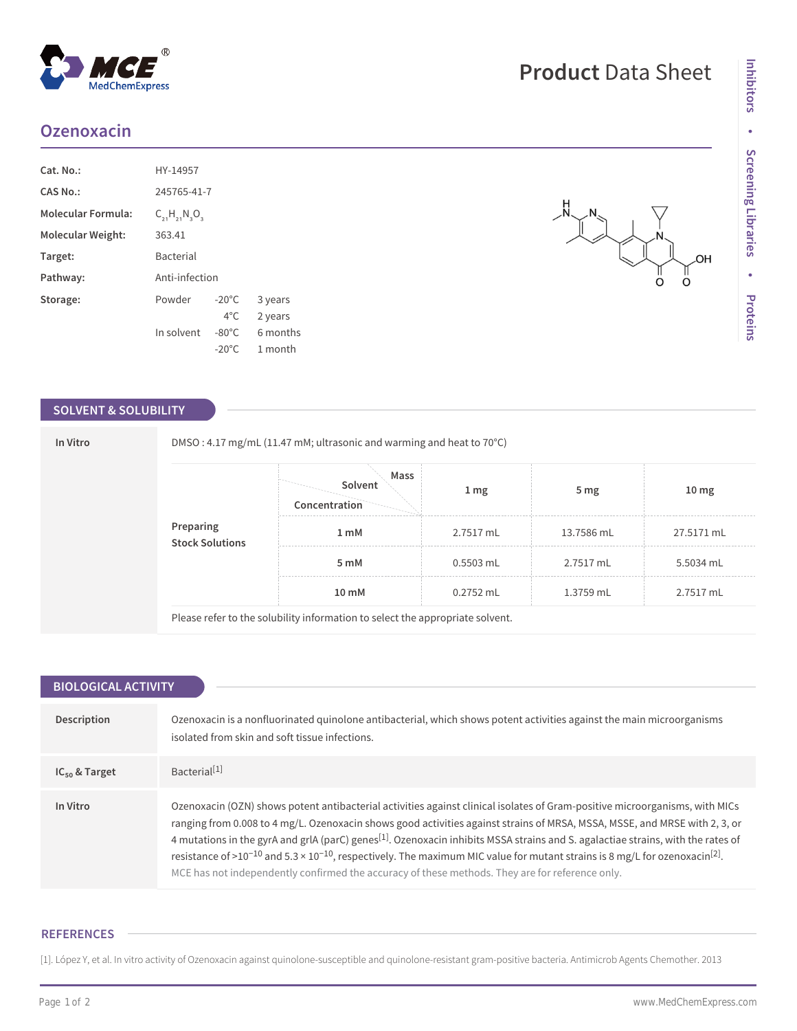# Product Data Sheet

## Ozenoxacin

| | |
|---|---|
| **Cat. No.:** | HY-14957 |
| **CAS No.:** | 245765-41-7 |
| **Molecular Formula:** | $C_{21}H_{21}N_3O_3$ |
| **Molecular Weight:** | 363.41 |
| **Target:** | Bacterial |
| **Pathway:** | Anti-infection |
| **Storage:** | Powder -20°C 3 years; 4°C 2 years; In solvent -80°C 6 months; -20°C 1 month |

## SOLVENT & SOLUBILITY

**In Vitro**

DMSO : 4.17 mg/mL (11.47 mM; ultrasonic and warming and heat to 70°C)

**Preparing Stock Solutions**

| Concentration / Solvent / Mass | 1 mg | 5 mg | 10 mg |
|---|---|---|---|
| 1 mM | 2.7517 mL | 13.7586 mL | 27.5171 mL |
| 5 mM | 0.5503 mL | 2.7517 mL | 5.5034 mL |
| 10 mM | 0.2752 mL | 1.3759 mL | 2.7517 mL |

Please refer to the solubility information to select the appropriate solvent.

## BIOLOGICAL ACTIVITY

**Description**

Ozenoxacin is a nonfluorinated quinolone antibacterial, which shows potent activities against the main microorganisms isolated from skin and soft tissue infections.

**$IC_{50}$ & Target**

Bacterial[1]

**In Vitro**

Ozenoxacin (OZN) shows potent antibacterial activities against clinical isolates of Gram-positive microorganisms, with MICs ranging from 0.008 to 4 mg/L. Ozenoxacin shows good activities against strains of MRSA, MSSA, MSSE, and MRSE with 2, 3, or 4 mutations in the gyrA and grlA (parC) genes[1]. Ozenoxacin inhibits MSSA strains and S. agalactiae strains, with the rates of resistance of $>10^{-10}$ and $5.3 \times 10^{-10}$, respectively. The maximum MIC value for mutant strains is 8 mg/L for ozenoxacin[2].

MCE has not independently confirmed the accuracy of these methods. They are for reference only.

## REFERENCES

[1]. López Y, et al. In vitro activity of Ozenoxacin against quinolone-susceptible and quinolone-resistant gram-positive bacteria. Antimicrob Agents Chemother. 2013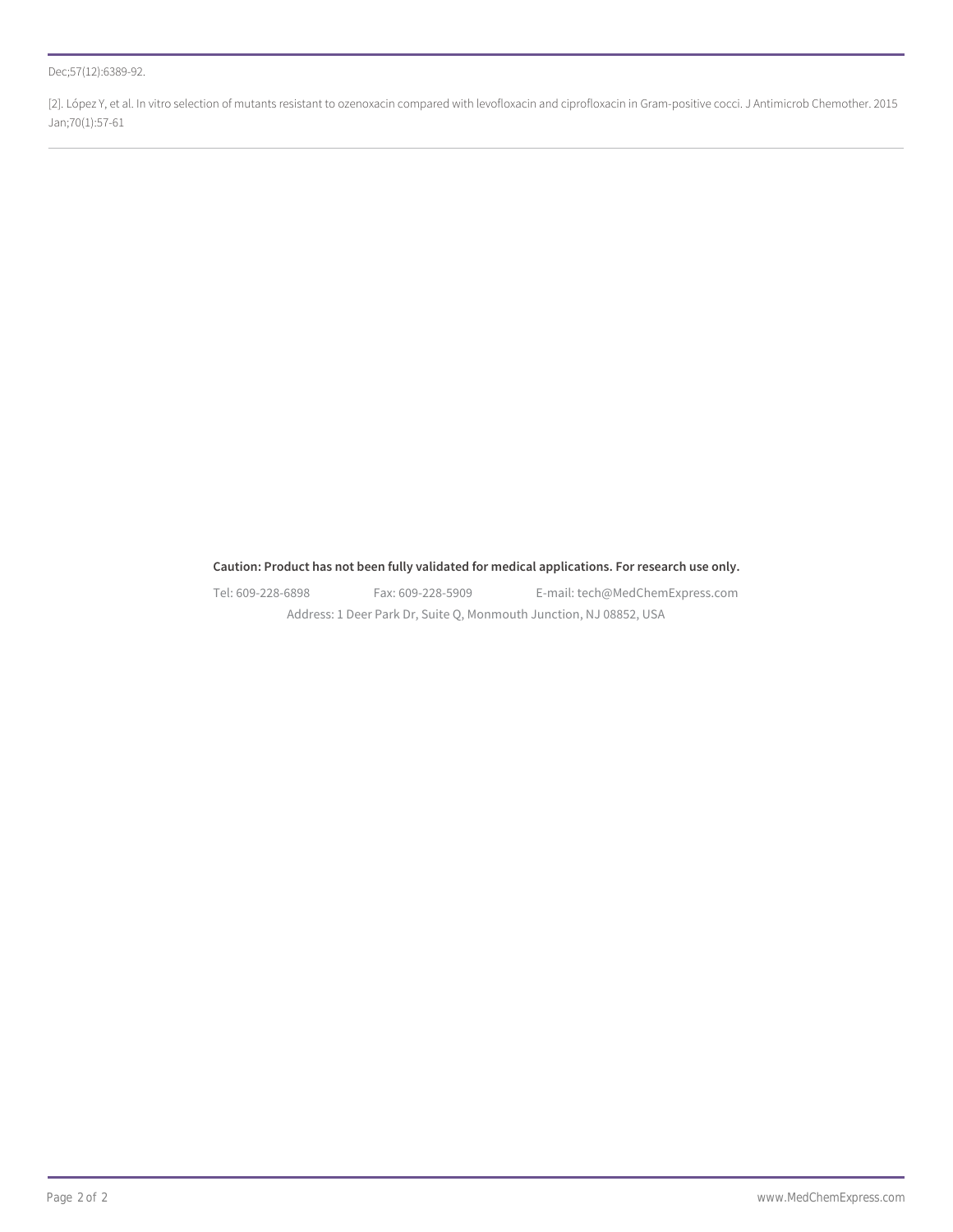Dec;57(12):6389-92.

[2]. López Y, et al. In vitro selection of mutants resistant to ozenoxacin compared with levofloxacin and ciprofloxacin in Gram-positive cocci. J Antimicrob Chemother. 2015 Jan;70(1):57-61

**Caution: Product has not been fully validated for medical applications. For research use only.**

Tel: 609-228-6898 Fax: 609-228-5909 E-mail: tech@MedChemExpress.com

Address: 1 Deer Park Dr, Suite Q, Monmouth Junction, NJ 08852, USA